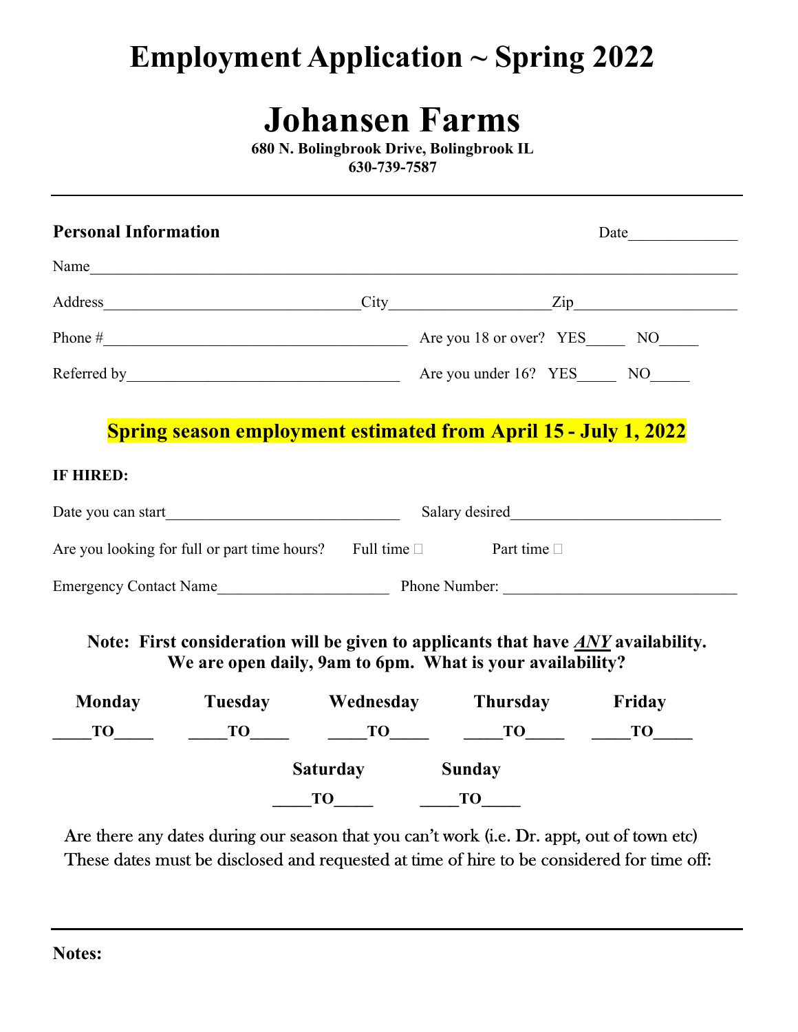# Employment Application ~ Spring 2022

# Johansen Farms

**680 N. Bolingbrook Drive, Bolingbrook IL**
**630-739-7587**

---

**Personal Information** Date______________

Name_______________________________________________________________________________

Address________________________________City____________________Zip____________________

Phone #________________________________________ Are you 18 or over? YES_____ NO_____

Referred by____________________________________ Are you under 16? YES_____ NO_____

**Spring season employment estimated from April 15 - July 1, 2022**

**IF HIRED:**

Date you can start______________________________ Salary desired___________________________

Are you looking for full or part time hours? Full time ☐ Part time ☐

Emergency Contact Name______________________ Phone Number: _____________________________

**Note: First consideration will be given to applicants that have *ANY* availability. We are open daily, 9am to 6pm. What is your availability?**

| Monday | Tuesday | Wednesday | Thursday | Friday |
|---|---|---|---|---|
| _____TO_____ | _____TO_____ | _____TO_____ | _____TO_____ | _____TO_____ |

| Saturday | Sunday |
|---|---|
| _____TO_____ | _____TO_____ |

Are there any dates during our season that you can't work (i.e. Dr. appt, out of town etc)
These dates must be disclosed and requested at time of hire to be considered for time off:

---

**Notes:**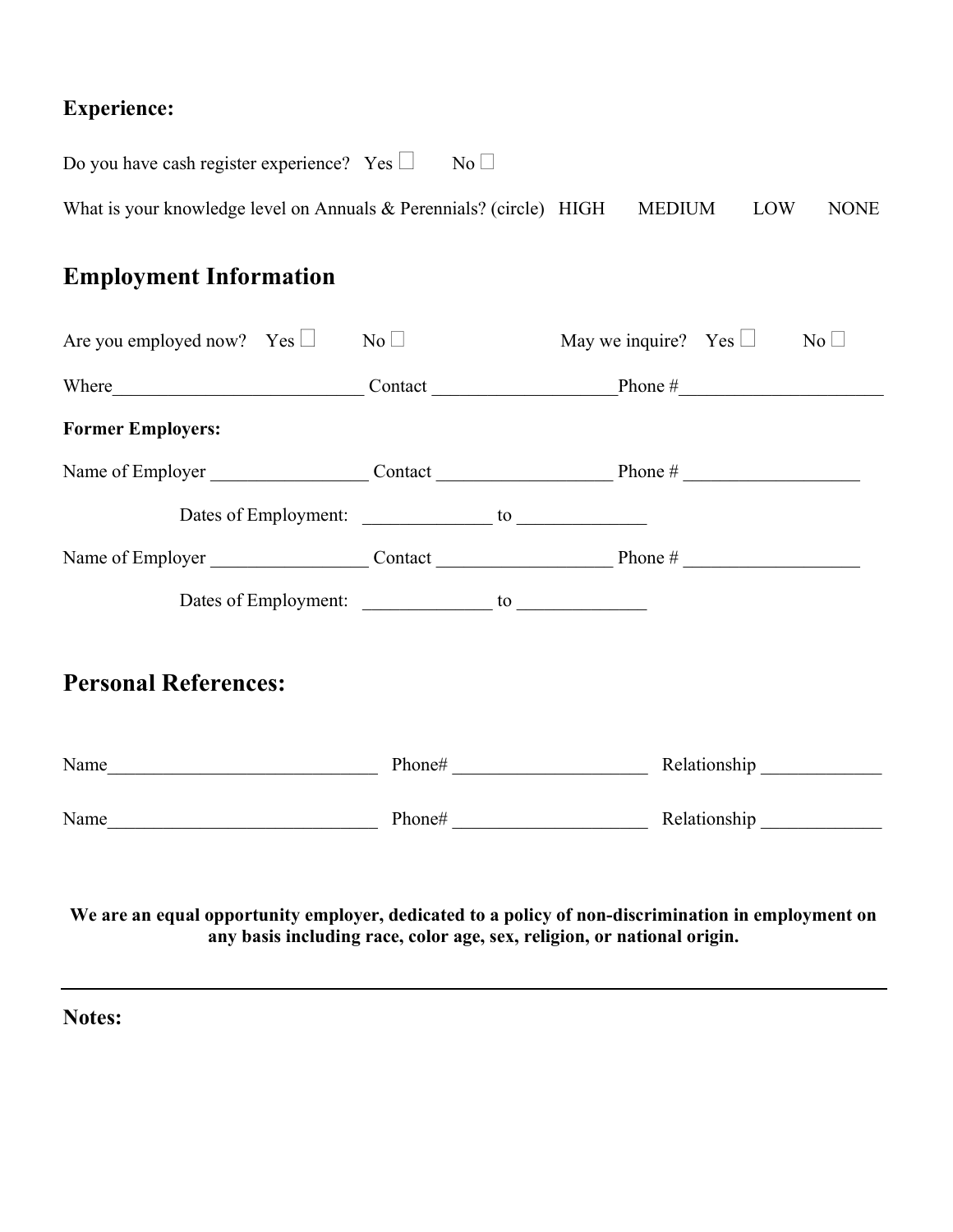**Experience:**

Do you have cash register experience? Yes ☐ No ☐

What is your knowledge level on Annuals & Perennials? (circle) HIGH MEDIUM LOW NONE

## Employment Information

Are you employed now? Yes ☐ No ☐ May we inquire? Yes ☐ No ☐

Where___________________________ Contact ___________________Phone #_____________________

**Former Employers:**

Name of Employer _________________ Contact __________________ Phone # __________________

Dates of Employment: _____________ to _____________

Name of Employer _________________ Contact __________________ Phone # __________________

Dates of Employment: _____________ to _____________

## Personal References:

Name_____________________________ Phone# ____________________ Relationship ____________

Name_____________________________ Phone# ____________________ Relationship ____________

**We are an equal opportunity employer, dedicated to a policy of non-discrimination in employment on any basis including race, color age, sex, religion, or national origin.**

---

**Notes:**